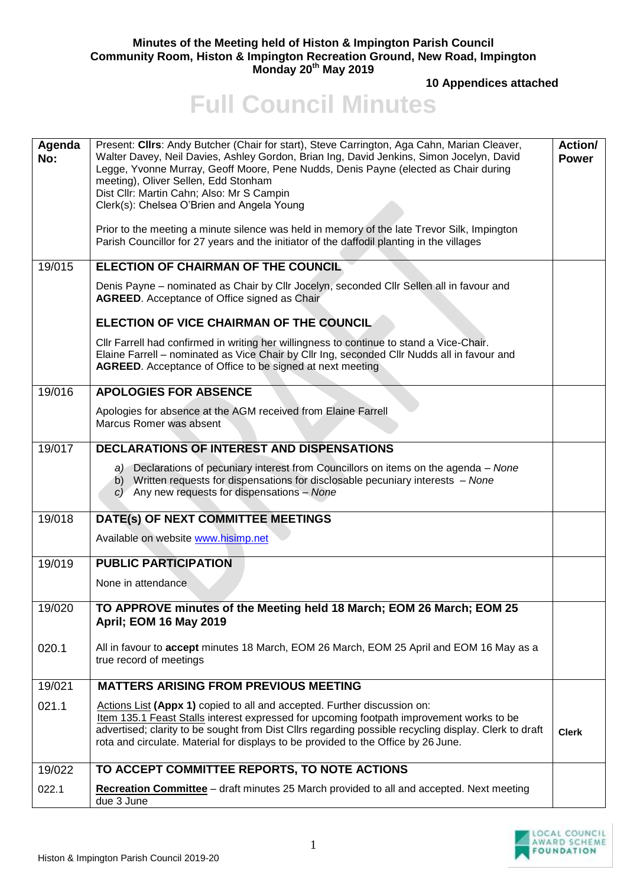**Minutes of the Meeting held of Histon & Impington Parish Council**
**Community Room, Histon & Impington Recreation Ground, New Road, Impington**
**Monday 20th May 2019**

**10 Appendices attached**

# Full Council Minutes

| Agenda No: | Present: **Cllrs**: Andy Butcher (Chair for start), Steve Carrington, Aga Cahn, Marian Cleaver, Walter Davey, Neil Davies, Ashley Gordon, Brian Ing, David Jenkins, Simon Jocelyn, David Legge, Yvonne Murray, Geoff Moore, Pene Nudds, Denis Payne (elected as Chair during meeting), Oliver Sellen, Edd Stonham<br>Dist Cllr: Martin Cahn; Also: Mr S Campin<br>Clerk(s): Chelsea O'Brien and Angela Young<br><br>Prior to the meeting a minute silence was held in memory of the late Trevor Silk, Impington Parish Councillor for 27 years and the initiator of the daffodil planting in the villages | **Action/ Power** |
|---|---|---|
| 19/015 | **ELECTION OF CHAIRMAN OF THE COUNCIL**<br><br>Denis Payne – nominated as Chair by Cllr Jocelyn, seconded Cllr Sellen all in favour and **AGREED**. Acceptance of Office signed as Chair<br><br>**ELECTION OF VICE CHAIRMAN OF THE COUNCIL**<br><br>Cllr Farrell had confirmed in writing her willingness to continue to stand a Vice-Chair. Elaine Farrell – nominated as Vice Chair by Cllr Ing, seconded Cllr Nudds all in favour and **AGREED**. Acceptance of Office to be signed at next meeting | |
| 19/016 | **APOLOGIES FOR ABSENCE**<br><br>Apologies for absence at the AGM received from Elaine Farrell<br>Marcus Romer was absent | |
| 19/017 | **DECLARATIONS OF INTEREST AND DISPENSATIONS**<br><br>*a)* Declarations of pecuniary interest from Councillors on items on the agenda – *None*<br>b) Written requests for dispensations for disclosable pecuniary interests – *None*<br>*c)* Any new requests for dispensations – *None* | |
| 19/018 | **DATE(s) OF NEXT COMMITTEE MEETINGS**<br><br>Available on website www.hisimp.net | |
| 19/019 | **PUBLIC PARTICIPATION**<br><br>None in attendance | |
| 19/020 | **TO APPROVE minutes of the Meeting held 18 March; EOM 26 March; EOM 25 April; EOM 16 May 2019** | |
| 020.1 | All in favour to **accept** minutes 18 March, EOM 26 March, EOM 25 April and EOM 16 May as a true record of meetings | |
| 19/021 | **MATTERS ARISING FROM PREVIOUS MEETING** | |
| 021.1 | Actions List **(Appx 1)** copied to all and accepted. Further discussion on:<br>Item 135.1 Feast Stalls interest expressed for upcoming footpath improvement works to be advertised; clarity to be sought from Dist Cllrs regarding possible recycling display. Clerk to draft rota and circulate. Material for displays to be provided to the Office by 26 June. | **Clerk** |
| 19/022 | **TO ACCEPT COMMITTEE REPORTS, TO NOTE ACTIONS** | |
| 022.1 | **Recreation Committee** – draft minutes 25 March provided to all and accepted. Next meeting due 3 June | |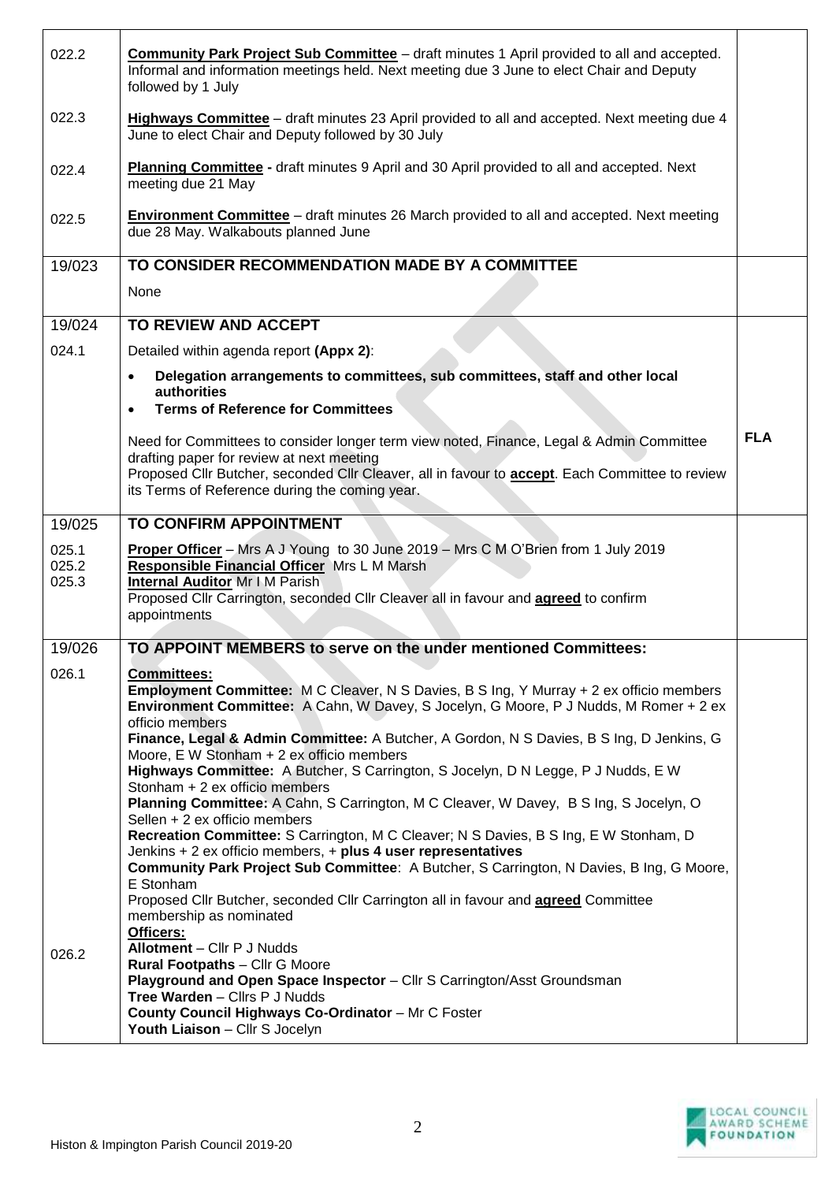| | | |
|---|---|---|
| 022.2 | **Community Park Project Sub Committee** – draft minutes 1 April provided to all and accepted. Informal and information meetings held. Next meeting due 3 June to elect Chair and Deputy followed by 1 July | |
| 022.3 | **Highways Committee** – draft minutes 23 April provided to all and accepted. Next meeting due 4 June to elect Chair and Deputy followed by 30 July | |
| 022.4 | **Planning Committee -** draft minutes 9 April and 30 April provided to all and accepted. Next meeting due 21 May | |
| 022.5 | **Environment Committee** – draft minutes 26 March provided to all and accepted. Next meeting due 28 May. Walkabouts planned June | |
| 19/023 | **TO CONSIDER RECOMMENDATION MADE BY A COMMITTEE**<br>None | |
| 19/024 | **TO REVIEW AND ACCEPT** | |
| 024.1 | Detailed within agenda report **(Appx 2)**:<br>• **Delegation arrangements to committees, sub committees, staff and other local authorities**<br>• **Terms of Reference for Committees**<br><br>Need for Committees to consider longer term view noted, Finance, Legal & Admin Committee drafting paper for review at next meeting<br>Proposed Cllr Butcher, seconded Cllr Cleaver, all in favour to **accept**. Each Committee to review its Terms of Reference during the coming year. | **FLA** |
| 19/025 | **TO CONFIRM APPOINTMENT** | |
| 025.1<br>025.2<br>025.3 | **Proper Officer** – Mrs A J Young to 30 June 2019 – Mrs C M O'Brien from 1 July 2019<br>**Responsible Financial Officer** Mrs L M Marsh<br>**Internal Auditor** Mr I M Parish<br>Proposed Cllr Carrington, seconded Cllr Cleaver all in favour and **agreed** to confirm appointments | |
| 19/026 | **TO APPOINT MEMBERS to serve on the under mentioned Committees:** | |
| 026.1 | **Committees:**<br>**Employment Committee:** M C Cleaver, N S Davies, B S Ing, Y Murray + 2 ex officio members<br>**Environment Committee:** A Cahn, W Davey, S Jocelyn, G Moore, P J Nudds, M Romer + 2 ex officio members<br>**Finance, Legal & Admin Committee:** A Butcher, A Gordon, N S Davies, B S Ing, D Jenkins, G Moore, E W Stonham + 2 ex officio members<br>**Highways Committee:** A Butcher, S Carrington, S Jocelyn, D N Legge, P J Nudds, E W Stonham + 2 ex officio members<br>**Planning Committee:** A Cahn, S Carrington, M C Cleaver, W Davey, B S Ing, S Jocelyn, O Sellen + 2 ex officio members<br>**Recreation Committee:** S Carrington, M C Cleaver; N S Davies, B S Ing, E W Stonham, D Jenkins + 2 ex officio members, + **plus 4 user representatives**<br>**Community Park Project Sub Committee**: A Butcher, S Carrington, N Davies, B Ing, G Moore, E Stonham<br>Proposed Cllr Butcher, seconded Cllr Carrington all in favour and **agreed** Committee membership as nominated | |
| 026.2 | **Officers:**<br>**Allotment** – Cllr P J Nudds<br>**Rural Footpaths** – Cllr G Moore<br>**Playground and Open Space Inspector** – Cllr S Carrington/Asst Groundsman<br>**Tree Warden** – Cllrs P J Nudds<br>**County Council Highways Co-Ordinator** – Mr C Foster<br>**Youth Liaison** – Cllr S Jocelyn | |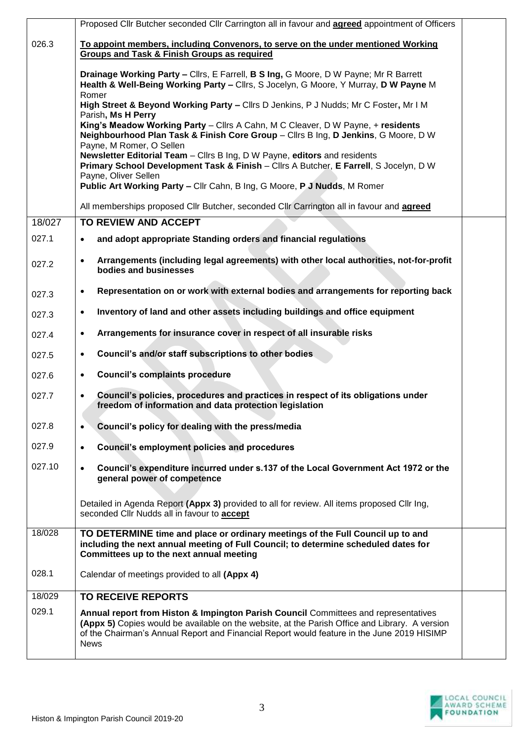| | | |
|---|---|---|
| | Proposed Cllr Butcher seconded Cllr Carrington all in favour and **agreed** appointment of Officers | |
| 026.3 | **To appoint members, including Convenors, to serve on the under mentioned Working Groups and Task & Finish Groups as required**<br><br>**Drainage Working Party –** Cllrs, E Farrell, **B S Ing,** G Moore, D W Payne; Mr R Barrett<br>**Health & Well-Being Working Party –** Cllrs, S Jocelyn, G Moore, Y Murray, **D W Payne** M Romer<br>**High Street & Beyond Working Party –** Cllrs D Jenkins, P J Nudds; Mr C Foster**,** Mr I M Parish**, Ms H Perry**<br>**King's Meadow Working Party** – Cllrs A Cahn, M C Cleaver, D W Payne, + **residents**<br>**Neighbourhood Plan Task & Finish Core Group** – Cllrs B Ing, **D Jenkins**, G Moore, D W Payne, M Romer, O Sellen<br>**Newsletter Editorial Team** – Cllrs B Ing, D W Payne, **editors** and residents<br>**Primary School Development Task & Finish** – Cllrs A Butcher, **E Farrell**, S Jocelyn, D W Payne, Oliver Sellen<br>**Public Art Working Party –** Cllr Cahn, B Ing, G Moore, **P J Nudds**, M Romer<br><br>All memberships proposed Cllr Butcher, seconded Cllr Carrington all in favour and **agreed** | |
| 18/027 | **TO REVIEW AND ACCEPT** | |
| 027.1 | • **and adopt appropriate Standing orders and financial regulations** | |
| 027.2 | • **Arrangements (including legal agreements) with other local authorities, not-for-profit bodies and businesses** | |
| 027.3 | • **Representation on or work with external bodies and arrangements for reporting back** | |
| 027.3 | • **Inventory of land and other assets including buildings and office equipment** | |
| 027.4 | • **Arrangements for insurance cover in respect of all insurable risks** | |
| 027.5 | • **Council's and/or staff subscriptions to other bodies** | |
| 027.6 | • **Council's complaints procedure** | |
| 027.7 | • **Council's policies, procedures and practices in respect of its obligations under freedom of information and data protection legislation** | |
| 027.8 | • **Council's policy for dealing with the press/media** | |
| 027.9 | • **Council's employment policies and procedures** | |
| 027.10 | • **Council's expenditure incurred under s.137 of the Local Government Act 1972 or the general power of competence**<br><br>Detailed in Agenda Report **(Appx 3)** provided to all for review. All items proposed Cllr Ing, seconded Cllr Nudds all in favour to **accept** | |
| 18/028 | **TO DETERMINE time and place or ordinary meetings of the Full Council up to and including the next annual meeting of Full Council; to determine scheduled dates for Committees up to the next annual meeting** | |
| 028.1 | Calendar of meetings provided to all **(Appx 4)** | |
| 18/029 | **TO RECEIVE REPORTS** | |
| 029.1 | **Annual report from Histon & Impington Parish Council** Committees and representatives **(Appx 5)** Copies would be available on the website, at the Parish Office and Library. A version of the Chairman's Annual Report and Financial Report would feature in the June 2019 HISIMP News | |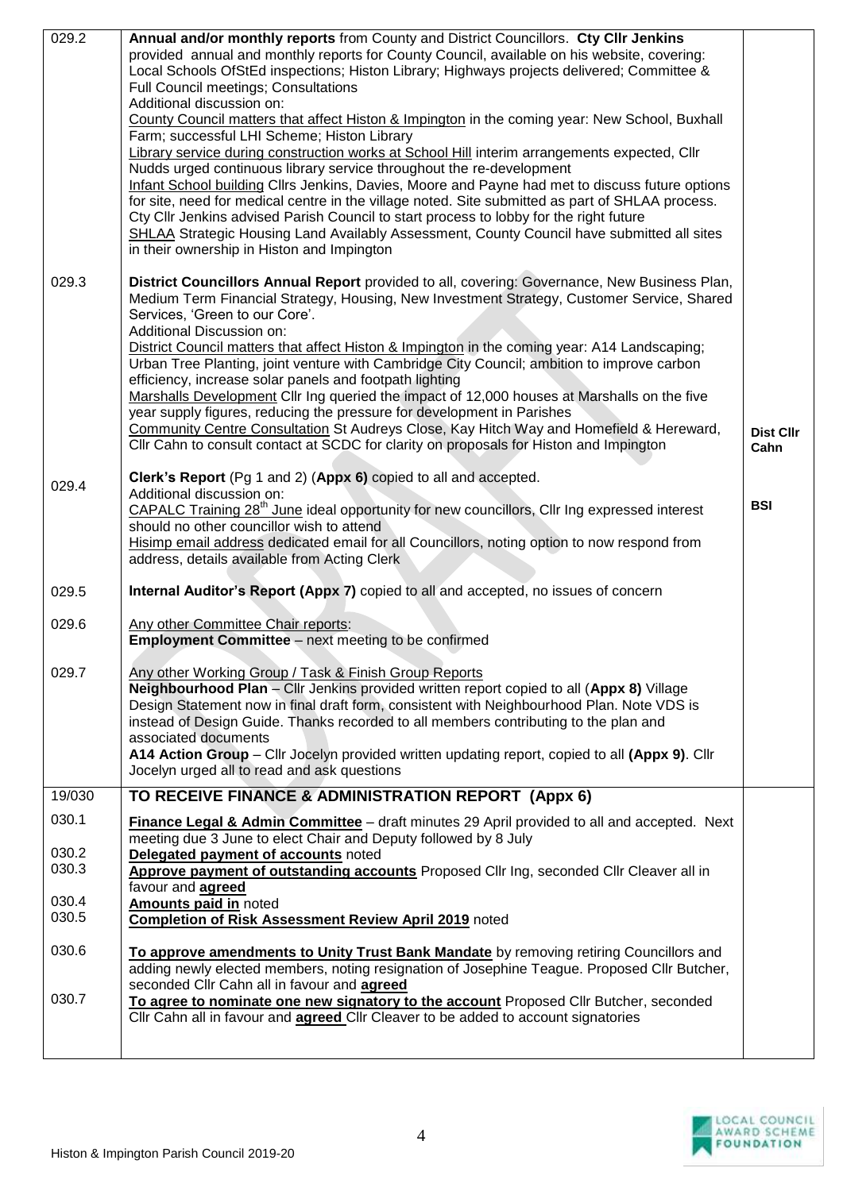| | | |
|---|---|---|
| 029.2 | **Annual and/or monthly reports** from County and District Councillors. **Cty Cllr Jenkins** provided annual and monthly reports for County Council, available on his website, covering: Local Schools OfStEd inspections; Histon Library; Highways projects delivered; Committee & Full Council meetings; Consultations<br>Additional discussion on:<br>County Council matters that affect Histon & Impington in the coming year: New School, Buxhall Farm; successful LHI Scheme; Histon Library<br>Library service during construction works at School Hill interim arrangements expected, Cllr Nudds urged continuous library service throughout the re-development<br>Infant School building Cllrs Jenkins, Davies, Moore and Payne had met to discuss future options for site, need for medical centre in the village noted. Site submitted as part of SHLAA process. Cty Cllr Jenkins advised Parish Council to start process to lobby for the right future<br>SHLAA Strategic Housing Land Availably Assessment, County Council have submitted all sites in their ownership in Histon and Impington | |
| 029.3 | **District Councillors Annual Report** provided to all, covering: Governance, New Business Plan, Medium Term Financial Strategy, Housing, New Investment Strategy, Customer Service, Shared Services, 'Green to our Core'.<br>Additional Discussion on:<br>District Council matters that affect Histon & Impington in the coming year: A14 Landscaping; Urban Tree Planting, joint venture with Cambridge City Council; ambition to improve carbon efficiency, increase solar panels and footpath lighting<br>Marshalls Development Cllr Ing queried the impact of 12,000 houses at Marshalls on the five year supply figures, reducing the pressure for development in Parishes<br>Community Centre Consultation St Audreys Close, Kay Hitch Way and Homefield & Hereward, Cllr Cahn to consult contact at SCDC for clarity on proposals for Histon and Impington | **Dist Cllr Cahn** |
| 029.4 | **Clerk's Report** (Pg 1 and 2) (**Appx 6)** copied to all and accepted.<br>Additional discussion on:<br>CAPALC Training 28th June ideal opportunity for new councillors, Cllr Ing expressed interest should no other councillor wish to attend<br>Hisimp email address dedicated email for all Councillors, noting option to now respond from address, details available from Acting Clerk | **BSI** |
| 029.5 | **Internal Auditor's Report (Appx 7)** copied to all and accepted, no issues of concern | |
| 029.6 | Any other Committee Chair reports:<br>**Employment Committee** – next meeting to be confirmed | |
| 029.7 | Any other Working Group / Task & Finish Group Reports<br>**Neighbourhood Plan** – Cllr Jenkins provided written report copied to all (**Appx 8)** Village Design Statement now in final draft form, consistent with Neighbourhood Plan. Note VDS is instead of Design Guide. Thanks recorded to all members contributing to the plan and associated documents<br>**A14 Action Group** – Cllr Jocelyn provided written updating report, copied to all **(Appx 9)**. Cllr Jocelyn urged all to read and ask questions | |
| 19/030 | **TO RECEIVE FINANCE & ADMINISTRATION REPORT (Appx 6)** | |
| 030.1 | **Finance Legal & Admin Committee** – draft minutes 29 April provided to all and accepted. Next meeting due 3 June to elect Chair and Deputy followed by 8 July | |
| 030.2 | **Delegated payment of accounts** noted | |
| 030.3 | **Approve payment of outstanding accounts** Proposed Cllr Ing, seconded Cllr Cleaver all in favour and **agreed** | |
| 030.4 | **Amounts paid in** noted | |
| 030.5 | **Completion of Risk Assessment Review April 2019** noted | |
| 030.6 | **To approve amendments to Unity Trust Bank Mandate** by removing retiring Councillors and adding newly elected members, noting resignation of Josephine Teague. Proposed Cllr Butcher, seconded Cllr Cahn all in favour and **agreed** | |
| 030.7 | **To agree to nominate one new signatory to the account** Proposed Cllr Butcher, seconded Cllr Cahn all in favour and **agreed** Cllr Cleaver to be added to account signatories | |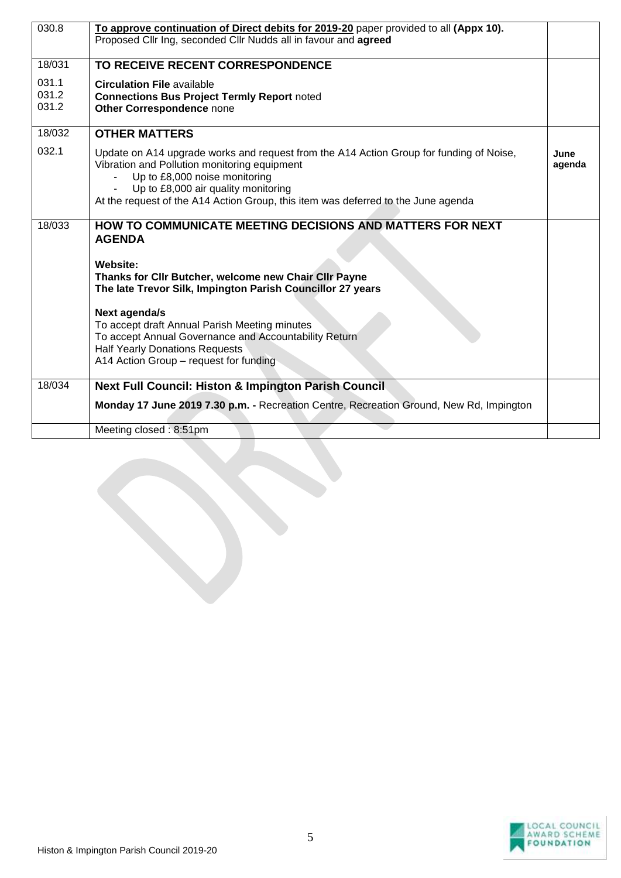| | | |
|---|---|---|
| 030.8 | **To approve continuation of Direct debits for 2019-20** paper provided to all **(Appx 10).** Proposed Cllr Ing, seconded Cllr Nudds all in favour and **agreed** | |
| 18/031 | **TO RECEIVE RECENT CORRESPONDENCE** | |
| 031.1<br>031.2<br>031.2 | **Circulation File** available<br>**Connections Bus Project Termly Report** noted<br>**Other Correspondence** none | |
| 18/032 | **OTHER MATTERS** | |
| 032.1 | Update on A14 upgrade works and request from the A14 Action Group for funding of Noise, Vibration and Pollution monitoring equipment<br>- Up to £8,000 noise monitoring<br>- Up to £8,000 air quality monitoring<br>At the request of the A14 Action Group, this item was deferred to the June agenda | **June agenda** |
| 18/033 | **HOW TO COMMUNICATE MEETING DECISIONS AND MATTERS FOR NEXT AGENDA**<br><br>**Website:**<br>**Thanks for Cllr Butcher, welcome new Chair Cllr Payne**<br>**The late Trevor Silk, Impington Parish Councillor 27 years**<br><br>**Next agenda/s**<br>To accept draft Annual Parish Meeting minutes<br>To accept Annual Governance and Accountability Return<br>Half Yearly Donations Requests<br>A14 Action Group – request for funding | |
| 18/034 | **Next Full Council: Histon & Impington Parish Council**<br><br>**Monday 17 June 2019 7.30 p.m. -** Recreation Centre, Recreation Ground, New Rd, Impington | |
| | Meeting closed : 8:51pm | |